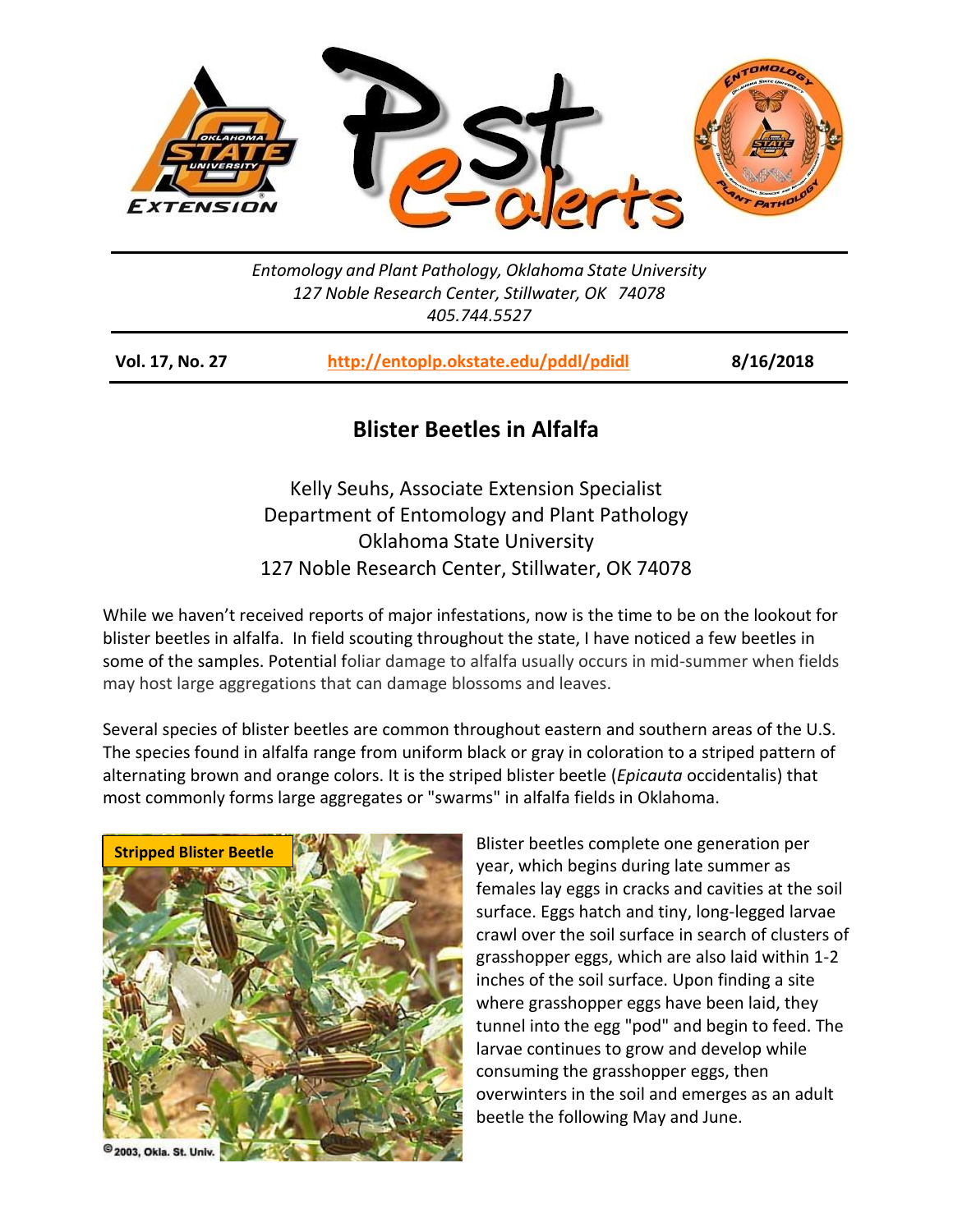Entomology and Plant Pathology, Oklahoma State University
127 Noble Research Center, Stillwater, OK 74078
405.744.5527

**Vol. 17, No. 27** | **http://entoplp.okstate.edu/pddl/pdidl** | **8/16/2018**

# Blister Beetles in Alfalfa

Kelly Seuhs, Associate Extension Specialist
Department of Entomology and Plant Pathology
Oklahoma State University
127 Noble Research Center, Stillwater, OK 74078

While we haven't received reports of major infestations, now is the time to be on the lookout for blister beetles in alfalfa. In field scouting throughout the state, I have noticed a few beetles in some of the samples. Potential foliar damage to alfalfa usually occurs in mid-summer when fields may host large aggregations that can damage blossoms and leaves.

Several species of blister beetles are common throughout eastern and southern areas of the U.S. The species found in alfalfa range from uniform black or gray in coloration to a striped pattern of alternating brown and orange colors. It is the striped blister beetle (*Epicauta* occidentalis) that most commonly forms large aggregates or "swarms" in alfalfa fields in Oklahoma.

**Stripped Blister Beetle**

© 2003, Okla. St. Univ.

Blister beetles complete one generation per year, which begins during late summer as females lay eggs in cracks and cavities at the soil surface. Eggs hatch and tiny, long-legged larvae crawl over the soil surface in search of clusters of grasshopper eggs, which are also laid within 1-2 inches of the soil surface. Upon finding a site where grasshopper eggs have been laid, they tunnel into the egg "pod" and begin to feed. The larvae continues to grow and develop while consuming the grasshopper eggs, then overwinters in the soil and emerges as an adult beetle the following May and June.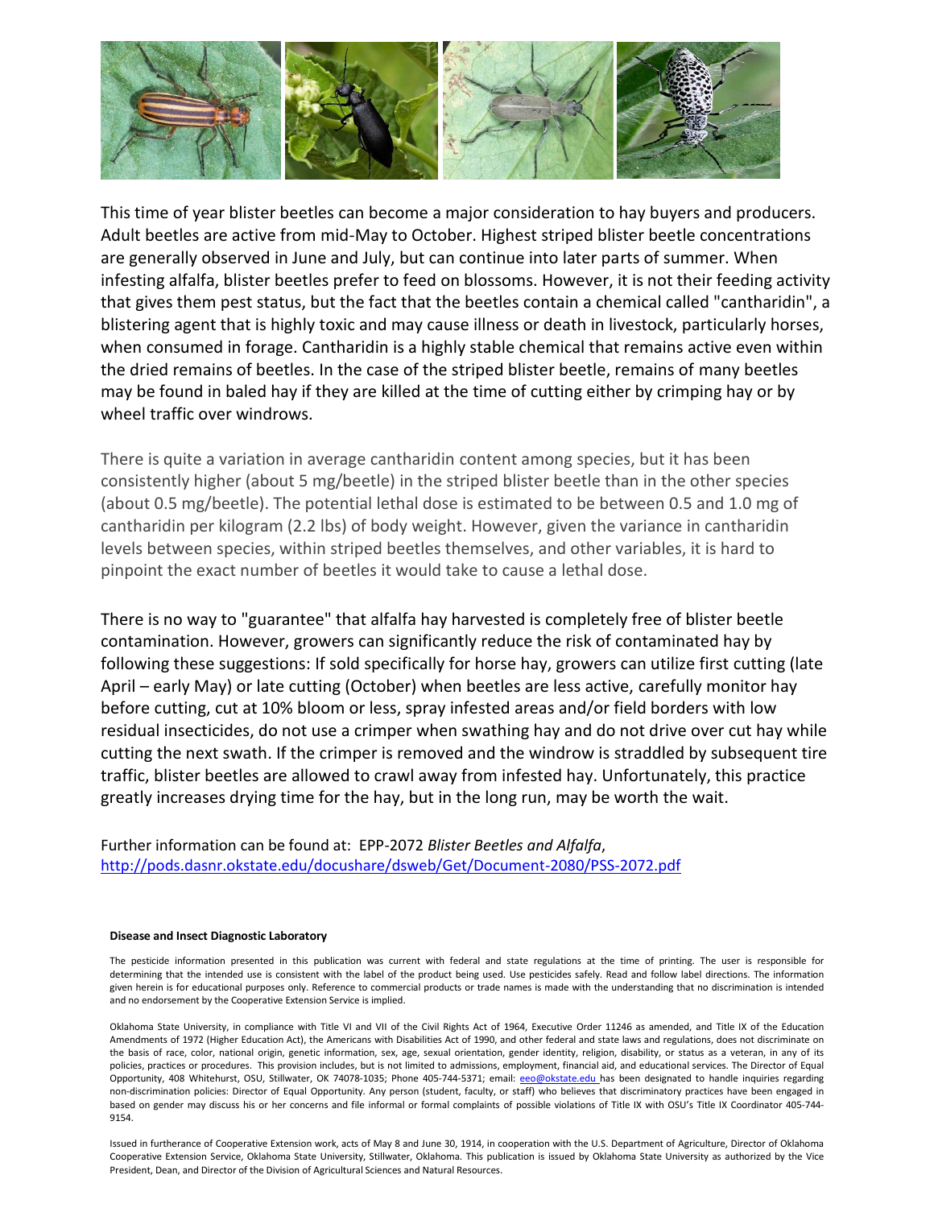This time of year blister beetles can become a major consideration to hay buyers and producers. Adult beetles are active from mid-May to October. Highest striped blister beetle concentrations are generally observed in June and July, but can continue into later parts of summer. When infesting alfalfa, blister beetles prefer to feed on blossoms. However, it is not their feeding activity that gives them pest status, but the fact that the beetles contain a chemical called "cantharidin", a blistering agent that is highly toxic and may cause illness or death in livestock, particularly horses, when consumed in forage. Cantharidin is a highly stable chemical that remains active even within the dried remains of beetles. In the case of the striped blister beetle, remains of many beetles may be found in baled hay if they are killed at the time of cutting either by crimping hay or by wheel traffic over windrows.

There is quite a variation in average cantharidin content among species, but it has been consistently higher (about 5 mg/beetle) in the striped blister beetle than in the other species (about 0.5 mg/beetle). The potential lethal dose is estimated to be between 0.5 and 1.0 mg of cantharidin per kilogram (2.2 lbs) of body weight. However, given the variance in cantharidin levels between species, within striped beetles themselves, and other variables, it is hard to pinpoint the exact number of beetles it would take to cause a lethal dose.

There is no way to "guarantee" that alfalfa hay harvested is completely free of blister beetle contamination. However, growers can significantly reduce the risk of contaminated hay by following these suggestions: If sold specifically for horse hay, growers can utilize first cutting (late April – early May) or late cutting (October) when beetles are less active, carefully monitor hay before cutting, cut at 10% bloom or less, spray infested areas and/or field borders with low residual insecticides, do not use a crimper when swathing hay and do not drive over cut hay while cutting the next swath. If the crimper is removed and the windrow is straddled by subsequent tire traffic, blister beetles are allowed to crawl away from infested hay. Unfortunately, this practice greatly increases drying time for the hay, but in the long run, may be worth the wait.

Further information can be found at: EPP-2072 *Blister Beetles and Alfalfa*, http://pods.dasnr.okstate.edu/docushare/dsweb/Get/Document-2080/PSS-2072.pdf

**Disease and Insect Diagnostic Laboratory**

The pesticide information presented in this publication was current with federal and state regulations at the time of printing. The user is responsible for determining that the intended use is consistent with the label of the product being used. Use pesticides safely. Read and follow label directions. The information given herein is for educational purposes only. Reference to commercial products or trade names is made with the understanding that no discrimination is intended and no endorsement by the Cooperative Extension Service is implied.

Oklahoma State University, in compliance with Title VI and VII of the Civil Rights Act of 1964, Executive Order 11246 as amended, and Title IX of the Education Amendments of 1972 (Higher Education Act), the Americans with Disabilities Act of 1990, and other federal and state laws and regulations, does not discriminate on the basis of race, color, national origin, genetic information, sex, age, sexual orientation, gender identity, religion, disability, or status as a veteran, in any of its policies, practices or procedures. This provision includes, but is not limited to admissions, employment, financial aid, and educational services. The Director of Equal Opportunity, 408 Whitehurst, OSU, Stillwater, OK 74078-1035; Phone 405-744-5371; email: eeo@okstate.edu has been designated to handle inquiries regarding non-discrimination policies: Director of Equal Opportunity. Any person (student, faculty, or staff) who believes that discriminatory practices have been engaged in based on gender may discuss his or her concerns and file informal or formal complaints of possible violations of Title IX with OSU's Title IX Coordinator 405-744-9154.

Issued in furtherance of Cooperative Extension work, acts of May 8 and June 30, 1914, in cooperation with the U.S. Department of Agriculture, Director of Oklahoma Cooperative Extension Service, Oklahoma State University, Stillwater, Oklahoma. This publication is issued by Oklahoma State University as authorized by the Vice President, Dean, and Director of the Division of Agricultural Sciences and Natural Resources.